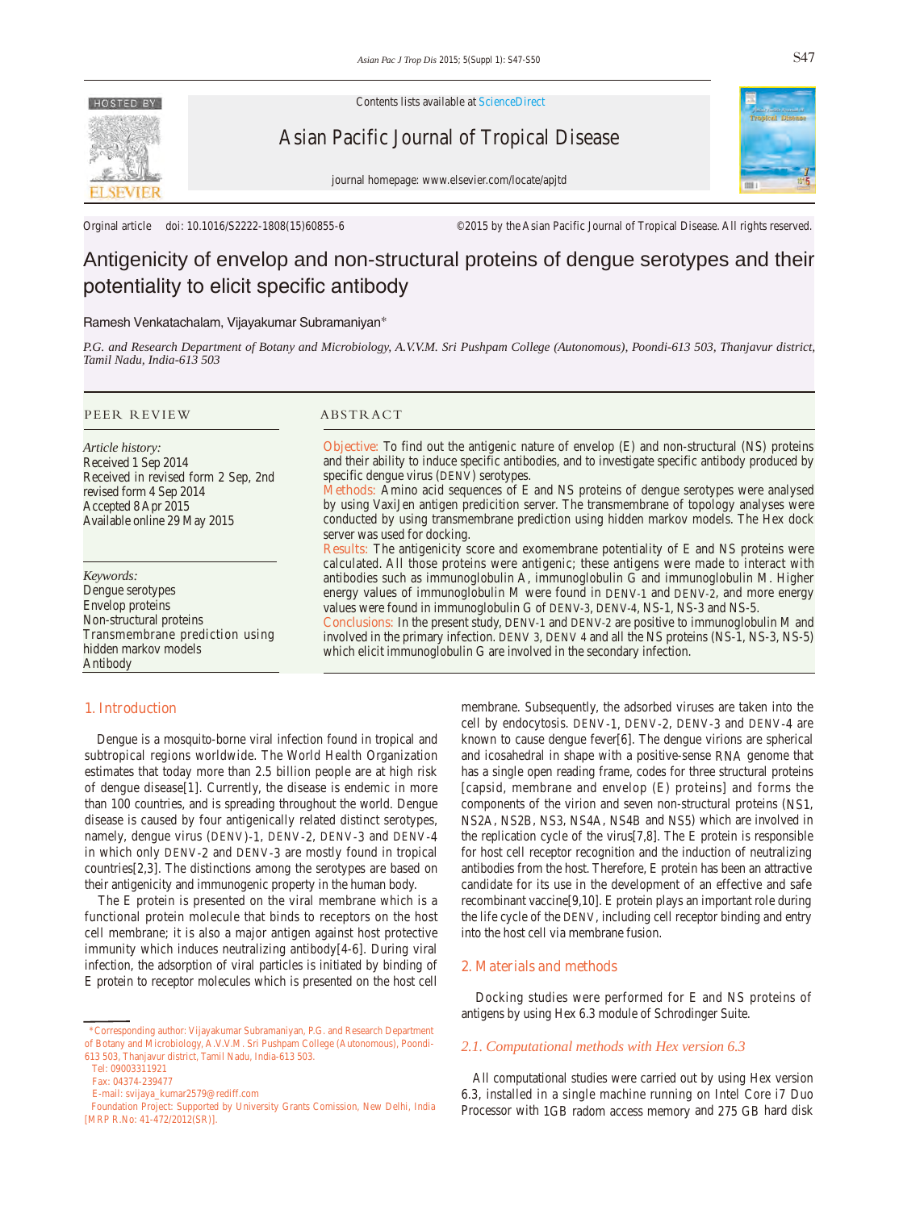Orginal article doi: 10.1016/S2222-1808(15)60855-6 ©2015 by the Asian Pacific Journal of Tropical Disease. All rights reserved.

# Antigenicity of envelop and non-structural proteins of dengue serotypes and their potentiality to elicit specific antibody

Ramesh Venkatachalam, Vijayakumar Subramaniyan*

*P.G. and Research Department of Botany and Microbiology, A.V.V.M. Sri Pushpam College (Autonomous), Poondi-613 503, Thanjavur district, Tamil Nadu, India-613 503*

## PEER REVIEW

*Article history:*
Received 1 Sep 2014
Received in revised form 2 Sep, 2nd revised form 4 Sep 2014
Accepted 8 Apr 2015
Available online 29 May 2015

*Keywords:*
Dengue serotypes
Envelop proteins
Non-structural proteins
Transmembrane prediction using hidden markov models
Antibody

## ABSTRACT

**Objective:** To find out the antigenic nature of envelop (E) and non-structural (NS) proteins and their ability to induce specific antibodies, and to investigate specific antibody produced by specific dengue virus (DENV) serotypes.

**Methods:** Amino acid sequences of E and NS proteins of dengue serotypes were analysed by using VaxiJen antigen predicition server. The transmembrane of topology analyses were conducted by using transmembrane prediction using hidden markov models. The Hex dock server was used for docking.

**Results:** The antigenicity score and exomembrane potentiality of E and NS proteins were calculated. All those proteins were antigenic; these antigens were made to interact with antibodies such as immunoglobulin A, immunoglobulin G and immunoglobulin M. Higher energy values of immunoglobulin M were found in DENV-1 and DENV-2, and more energy values were found in immunoglobulin G of DENV-3, DENV-4, NS-1, NS-3 and NS-5.

**Conclusions:** In the present study, DENV-1 and DENV-2 are positive to immunoglobulin M and involved in the primary infection. DENV 3, DENV 4 and all the NS proteins (NS-1, NS-3, NS-5) which elicit immunoglobulin G are involved in the secondary infection.

## 1. Introduction

Dengue is a mosquito-borne viral infection found in tropical and subtropical regions worldwide. The World Health Organization estimates that today more than 2.5 billion people are at high risk of dengue disease[1]. Currently, the disease is endemic in more than 100 countries, and is spreading throughout the world. Dengue disease is caused by four antigenically related distinct serotypes, namely, dengue virus (DENV)-1, DENV-2, DENV-3 and DENV-4 in which only DENV-2 and DENV-3 are mostly found in tropical countries[2,3]. The distinctions among the serotypes are based on their antigenicity and immunogenic property in the human body.

The E protein is presented on the viral membrane which is a functional protein molecule that binds to receptors on the host cell membrane; it is also a major antigen against host protective immunity which induces neutralizing antibody[4-6]. During viral infection, the adsorption of viral particles is initiated by binding of E protein to receptor molecules which is presented on the host cell membrane. Subsequently, the adsorbed viruses are taken into the cell by endocytosis. DENV-1, DENV-2, DENV-3 and DENV-4 are known to cause dengue fever[6]. The dengue virions are spherical and icosahedral in shape with a positive-sense RNA genome that has a single open reading frame, codes for three structural proteins [capsid, membrane and envelop (E) proteins] and forms the components of the virion and seven non-structural proteins (NS1, NS2A, NS2B, NS3, NS4A, NS4B and NS5) which are involved in the replication cycle of the virus[7,8]. The E protein is responsible for host cell receptor recognition and the induction of neutralizing antibodies from the host. Therefore, E protein has been an attractive candidate for its use in the development of an effective and safe recombinant vaccine[9,10]. E protein plays an important role during the life cycle of the DENV, including cell receptor binding and entry into the host cell via membrane fusion.

## 2. Materials and methods

Docking studies were performed for E and NS proteins of antigens by using Hex 6.3 module of Schrodinger Suite.

### *2.1. Computational methods with Hex version 6.3*

All computational studies were carried out by using Hex version 6.3, installed in a single machine running on Intel Core i7 Duo Processor with 1GB radom access memory and 275 GB hard disk

---

*Corresponding author: Vijayakumar Subramaniyan, P.G. and Research Department of Botany and Microbiology, A.V.V.M. Sri Pushpam College (Autonomous), Poondi-613 503, Thanjavur district, Tamil Nadu, India-613 503.
Tel: 09003311921
Fax: 04374-239477
E-mail: svijaya_kumar2579@rediff.com
Foundation Project: Supported by University Grants Comission, New Delhi, India [MRP R.No: 41-472/2012(SR)].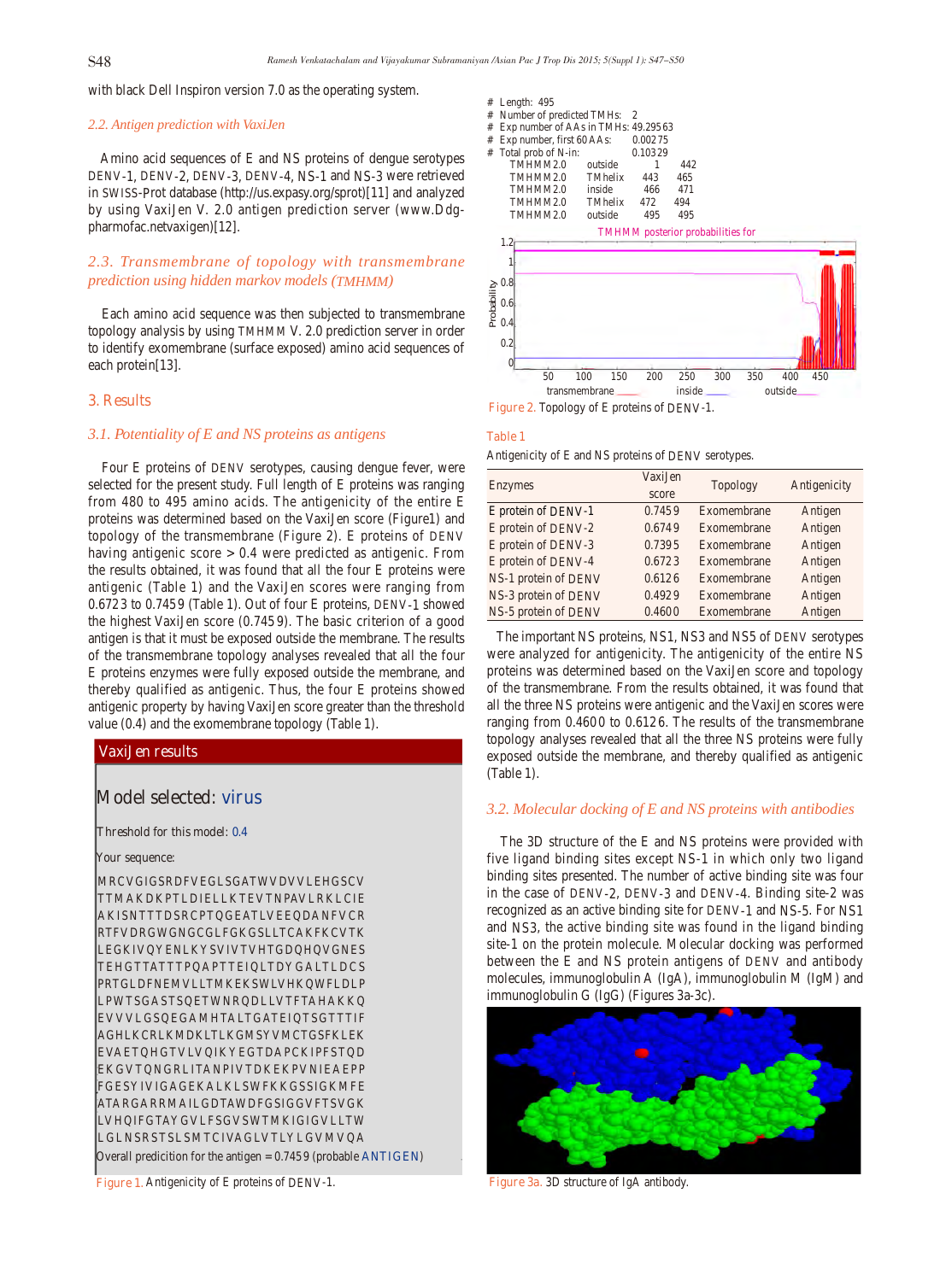with black Dell Inspiron version 7.0 as the operating system.

### 2.2. Antigen prediction with VaxiJen

Amino acid sequences of E and NS proteins of dengue serotypes DENV-1, DENV-2, DENV-3, DENV-4, NS-1 and NS-3 were retrieved in SWISS-Prot database (http://us.expasy.org/sprot)[11] and analyzed by using VaxiJen V. 2.0 antigen prediction server (www.Ddg-pharmofac.netvaxigen)[12].

### 2.3. Transmembrane of topology with transmembrane prediction using hidden markov models (TMHMM)

Each amino acid sequence was then subjected to transmembrane topology analysis by using TMHMM V. 2.0 prediction server in order to identify exomembrane (surface exposed) amino acid sequences of each protein[13].

## 3. Results

### 3.1. Potentiality of E and NS proteins as antigens

Four E proteins of DENV serotypes, causing dengue fever, were selected for the present study. Full length of E proteins was ranging from 480 to 495 amino acids. The antigenicity of the entire E proteins was determined based on the VaxiJen score (Figure1) and topology of the transmembrane (Figure 2). E proteins of DENV having antigenic score > 0.4 were predicted as antigenic. From the results obtained, it was found that all the four E proteins were antigenic (Table 1) and the VaxiJen scores were ranging from 0.6723 to 0.7459 (Table 1). Out of four E proteins, DENV-1 showed the highest VaxiJen score (0.7459). The basic criterion of a good antigen is that it must be exposed outside the membrane. The results of the transmembrane topology analyses revealed that all the four E proteins enzymes were fully exposed outside the membrane, and thereby qualified as antigenic. Thus, the four E proteins showed antigenic property by having VaxiJen score greater than the threshold value (0.4) and the exomembrane topology (Table 1).

VaxiJen results

Model selected: virus

Threshold for this model: 0.4

Your sequence:

MRCVGIGSRDFVEGLSGATWVDVVLEHGSCV
TTMAKDKPTLDIELLKTEVTNPAVLRKLCIE
AKISNTTTDSRCPTQGEATLVEEQDANFVCR
RTFVDRGWGNGCGLFGKGSLLTCAKFKCVTK
LEGKIVQYENLKYSVIVTVHTGDQHQVGNES
TEHGTTATTTPQAPTTEIQLTDYGALTLDCS
PRTGLDFNEMVLLTMKEKSWLVHKQWFLDLP
LPWTSGASTSQETWNRQDLLVTFTAHAKKQ
EVVVLGSQEGAMHTALTGATEIQTSGTTTIF
AGHLKCRLKMDKLTLKGMSYVMCTGSFKLEK
EVAETQHGTVLVQIKYEGTDAPCKIPFSTQD
EKGVTQNGRLITANPIVTDKEKPVNIEAEPP
FGESYIVIGAGEKALKLSWFKKGSSIGKMFE
ATARGARRMAILGDTAWDFGSIGGVFTSVGK
LVHQIFGTAYGVLFSGVSWTMKIGIGVLLTW
LGLNSRSTSLSMTCIVAGLVTLYLGVMVQA

Overall predicition for the antigen = 0.7459 (probable ANTIGEN)

Figure 1. Antigenicity of E proteins of DENV-1.

```
# Length: 495
# Number of predicted TMHs:  2
# Exp number of AAs in TMHs: 49.29563
# Exp number, first 60 AAs:  0.00275
# Total prob of N-in:        0.10329
  TMHMM2.0   outside      1   442
  TMHMM2.0   TMhelix    443   465
  TMHMM2.0   inside     466   471
  TMHMM2.0   TMhelix    472   494
  TMHMM2.0   outside    495   495
```

Figure 2. Topology of E proteins of DENV-1.

Table 1

Antigenicity of E and NS proteins of DENV serotypes.

| Enzymes | VaxiJen score | Topology | Antigenicity |
|---|---|---|---|
| E protein of DENV-1 | 0.7459 | Exomembrane | Antigen |
| E protein of DENV-2 | 0.6749 | Exomembrane | Antigen |
| E protein of DENV-3 | 0.7395 | Exomembrane | Antigen |
| E protein of DENV-4 | 0.6723 | Exomembrane | Antigen |
| NS-1 protein of DENV | 0.6126 | Exomembrane | Antigen |
| NS-3 protein of DENV | 0.4929 | Exomembrane | Antigen |
| NS-5 protein of DENV | 0.4600 | Exomembrane | Antigen |

The important NS proteins, NS1, NS3 and NS5 of DENV serotypes were analyzed for antigenicity. The antigenicity of the entire NS proteins was determined based on the VaxiJen score and topology of the transmembrane. From the results obtained, it was found that all the three NS proteins were antigenic and the VaxiJen scores were ranging from 0.4600 to 0.6126. The results of the transmembrane topology analyses revealed that all the three NS proteins were fully exposed outside the membrane, and thereby qualified as antigenic (Table 1).

### 3.2. Molecular docking of E and NS proteins with antibodies

The 3D structure of the E and NS proteins were provided with five ligand binding sites except NS-1 in which only two ligand binding sites presented. The number of active binding site was four in the case of DENV-2, DENV-3 and DENV-4. Binding site-2 was recognized as an active binding site for DENV-1 and NS-5. For NS1 and NS3, the active binding site was found in the ligand binding site-1 on the protein molecule. Molecular docking was performed between the E and NS protein antigens of DENV and antibody molecules, immunoglobulin A (IgA), immunoglobulin M (IgM) and immunoglobulin G (IgG) (Figures 3a-3c).

Figure 3a. 3D structure of IgA antibody.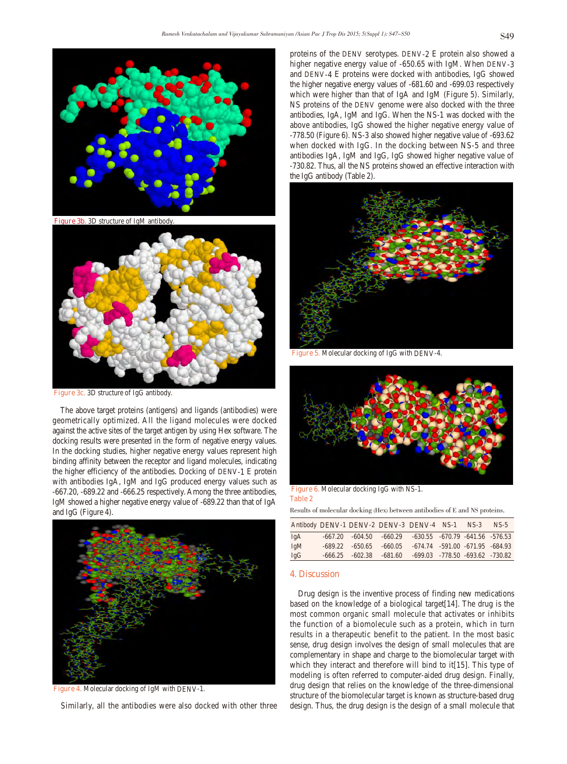Figure 3b. 3D structure of IgM antibody.

Figure 3c. 3D structure of IgG antibody.

The above target proteins (antigens) and ligands (antibodies) were geometrically optimized. All the ligand molecules were docked against the active sites of the target antigen by using Hex software. The docking results were presented in the form of negative energy values. In the docking studies, higher negative energy values represent high binding affinity between the receptor and ligand molecules, indicating the higher efficiency of the antibodies. Docking of DENV-1 E protein with antibodies IgA, IgM and IgG produced energy values such as -667.20, -689.22 and -666.25 respectively. Among the three antibodies, IgM showed a higher negative energy value of -689.22 than that of IgA and IgG (Figure 4).

Figure 4. Molecular docking of IgM with DENV-1.

Similarly, all the antibodies were also docked with other three proteins of the DENV serotypes. DENV-2 E protein also showed a higher negative energy value of -650.65 with IgM. When DENV-3 and DENV-4 E proteins were docked with antibodies, IgG showed the higher negative energy values of -681.60 and -699.03 respectively which were higher than that of IgA and IgM (Figure 5). Similarly, NS proteins of the DENV genome were also docked with the three antibodies, IgA, IgM and IgG. When the NS-1 was docked with the above antibodies, IgG showed the higher negative energy value of -778.50 (Figure 6). NS-3 also showed higher negative value of -693.62 when docked with IgG. In the docking between NS-5 and three antibodies IgA, IgM and IgG, IgG showed higher negative value of -730.82. Thus, all the NS proteins showed an effective interaction with the IgG antibody (Table 2).

Figure 5. Molecular docking of IgG with DENV-4.

Figure 6. Molecular docking IgG with NS-1.

Table 2

Results of molecular docking (Hex) between antibodies of E and NS proteins.

| Antibody | DENV-1 | DENV-2 | DENV-3 | DENV-4 | NS-1 | NS-3 | NS-5 |
|---|---|---|---|---|---|---|---|
| IgA | -667.20 | -604.50 | -660.29 | -630.55 | -670.79 | -641.56 | -576.53 |
| IgM | -689.22 | -650.65 | -660.05 | -674.74 | -591.00 | -671.95 | -684.93 |
| IgG | -666.25 | -602.38 | -681.60 | -699.03 | -778.50 | -693.62 | -730.82 |

## 4. Discussion

Drug design is the inventive process of finding new medications based on the knowledge of a biological target[14]. The drug is the most common organic small molecule that activates or inhibits the function of a biomolecule such as a protein, which in turn results in a therapeutic benefit to the patient. In the most basic sense, drug design involves the design of small molecules that are complementary in shape and charge to the biomolecular target with which they interact and therefore will bind to it[15]. This type of modeling is often referred to computer-aided drug design. Finally, drug design that relies on the knowledge of the three-dimensional structure of the biomolecular target is known as structure-based drug design. Thus, the drug design is the design of a small molecule that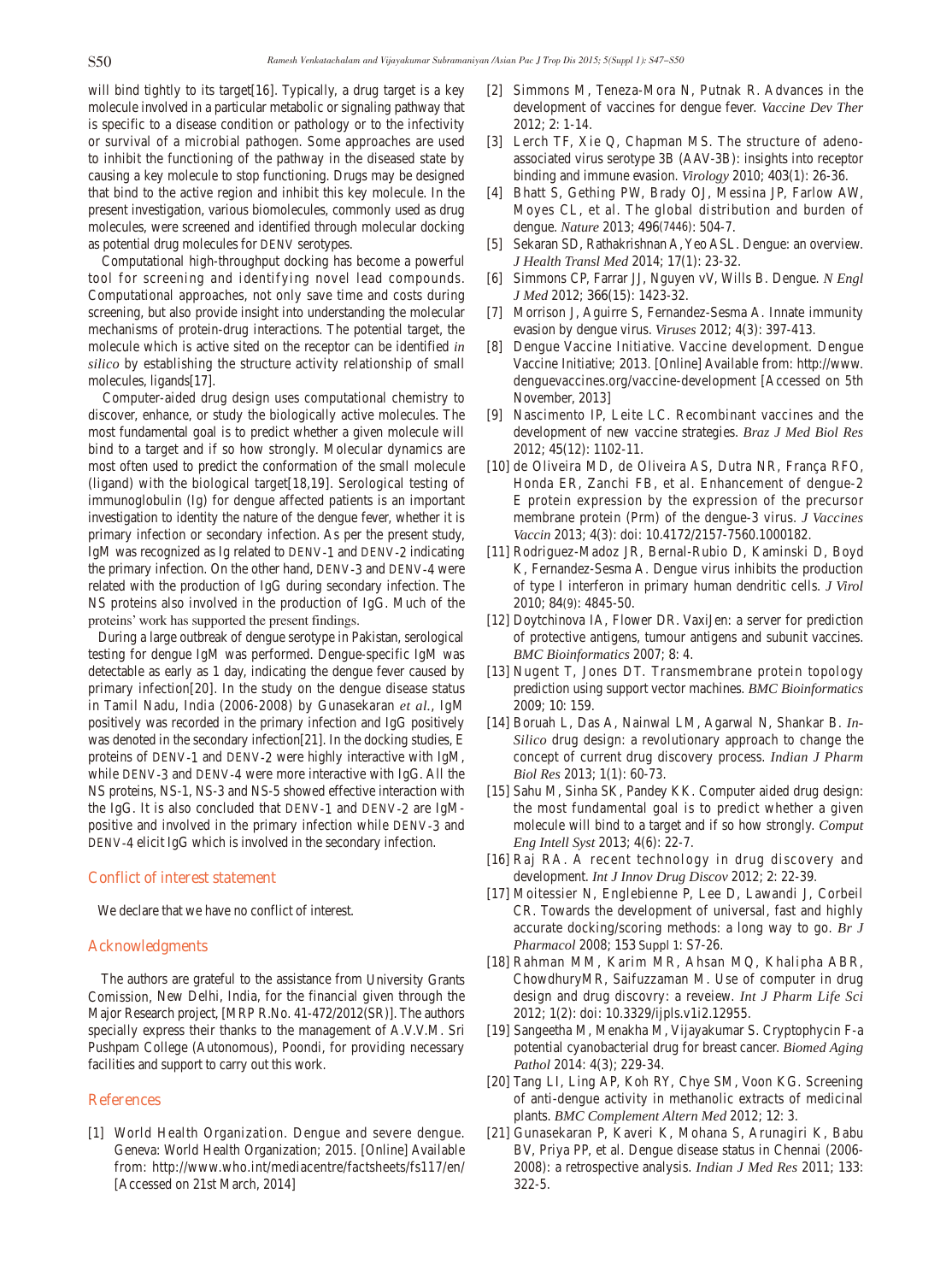will bind tightly to its target[16]. Typically, a drug target is a key molecule involved in a particular metabolic or signaling pathway that is specific to a disease condition or pathology or to the infectivity or survival of a microbial pathogen. Some approaches are used to inhibit the functioning of the pathway in the diseased state by causing a key molecule to stop functioning. Drugs may be designed that bind to the active region and inhibit this key molecule. In the present investigation, various biomolecules, commonly used as drug molecules, were screened and identified through molecular docking as potential drug molecules for DENV serotypes.

Computational high-throughput docking has become a powerful tool for screening and identifying novel lead compounds. Computational approaches, not only save time and costs during screening, but also provide insight into understanding the molecular mechanisms of protein-drug interactions. The potential target, the molecule which is active sited on the receptor can be identified *in silico* by establishing the structure activity relationship of small molecules, ligands[17].

Computer-aided drug design uses computational chemistry to discover, enhance, or study the biologically active molecules. The most fundamental goal is to predict whether a given molecule will bind to a target and if so how strongly. Molecular dynamics are most often used to predict the conformation of the small molecule (ligand) with the biological target[18,19]. Serological testing of immunoglobulin (Ig) for dengue affected patients is an important investigation to identity the nature of the dengue fever, whether it is primary infection or secondary infection. As per the present study, IgM was recognized as Ig related to DENV-1 and DENV-2 indicating the primary infection. On the other hand, DENV-3 and DENV-4 were related with the production of IgG during secondary infection. The NS proteins also involved in the production of IgG. Much of the proteins' work has supported the present findings.

During a large outbreak of dengue serotype in Pakistan, serological testing for dengue IgM was performed. Dengue-specific IgM was detectable as early as 1 day, indicating the dengue fever caused by primary infection[20]. In the study on the dengue disease status in Tamil Nadu, India (2006-2008) by Gunasekaran *et al.*, IgM positively was recorded in the primary infection and IgG positively was denoted in the secondary infection[21]. In the docking studies, E proteins of DENV-1 and DENV-2 were highly interactive with IgM, while DENV-3 and DENV-4 were more interactive with IgG. All the NS proteins, NS-1, NS-3 and NS-5 showed effective interaction with the IgG. It is also concluded that DENV-1 and DENV-2 are IgM-positive and involved in the primary infection while DENV-3 and DENV-4 elicit IgG which is involved in the secondary infection.

## Conflict of interest statement

We declare that we have no conflict of interest.

## Acknowledgments

The authors are grateful to the assistance from University Grants Comission, New Delhi, India, for the financial given through the Major Research project, [MRP R.No. 41-472/2012(SR)]. The authors specially express their thanks to the management of A.V.V.M. Sri Pushpam College (Autonomous), Poondi, for providing necessary facilities and support to carry out this work.

## References

[1] World Health Organization. Dengue and severe dengue. Geneva: World Health Organization; 2015. [Online] Available from: http://www.who.int/mediacentre/factsheets/fs117/en/ [Accessed on 21st March, 2014]

[2] Simmons M, Teneza-Mora N, Putnak R. Advances in the development of vaccines for dengue fever. *Vaccine Dev Ther* 2012; 2: 1-14.

[3] Lerch TF, Xie Q, Chapman MS. The structure of adeno-associated virus serotype 3B (AAV-3B): insights into receptor binding and immune evasion. *Virology* 2010; 403(1): 26-36.

[4] Bhatt S, Gething PW, Brady OJ, Messina JP, Farlow AW, Moyes CL, et al. The global distribution and burden of dengue. *Nature* 2013; 496(7446): 504-7.

[5] Sekaran SD, Rathakrishnan A, Yeo ASL. Dengue: an overview. *J Health Transl Med* 2014; 17(1): 23-32.

[6] Simmons CP, Farrar JJ, Nguyen vV, Wills B. Dengue. *N Engl J Med* 2012; 366(15): 1423-32.

[7] Morrison J, Aguirre S, Fernandez-Sesma A. Innate immunity evasion by dengue virus. *Viruses* 2012; 4(3): 397-413.

[8] Dengue Vaccine Initiative. Vaccine development. Dengue Vaccine Initiative; 2013. [Online] Available from: http://www.denguevaccines.org/vaccine-development [Accessed on 5th November, 2013]

[9] Nascimento IP, Leite LC. Recombinant vaccines and the development of new vaccine strategies. *Braz J Med Biol Res* 2012; 45(12): 1102-11.

[10] de Oliveira MD, de Oliveira AS, Dutra NR, França RFO, Honda ER, Zanchi FB, et al. Enhancement of dengue-2 E protein expression by the expression of the precursor membrane protein (Prm) of the dengue-3 virus. *J Vaccines Vaccin* 2013; 4(3): doi: 10.4172/2157-7560.1000182.

[11] Rodriguez-Madoz JR, Bernal-Rubio D, Kaminski D, Boyd K, Fernandez-Sesma A. Dengue virus inhibits the production of type I interferon in primary human dendritic cells. *J Virol* 2010; 84(9): 4845-50.

[12] Doytchinova IA, Flower DR. VaxiJen: a server for prediction of protective antigens, tumour antigens and subunit vaccines. *BMC Bioinformatics* 2007; 8: 4.

[13] Nugent T, Jones DT. Transmembrane protein topology prediction using support vector machines. *BMC Bioinformatics* 2009; 10: 159.

[14] Boruah L, Das A, Nainwal LM, Agarwal N, Shankar B. *In-Silico* drug design: a revolutionary approach to change the concept of current drug discovery process. *Indian J Pharm Biol Res* 2013; 1(1): 60-73.

[15] Sahu M, Sinha SK, Pandey KK. Computer aided drug design: the most fundamental goal is to predict whether a given molecule will bind to a target and if so how strongly. *Comput Eng Intell Syst* 2013; 4(6): 22-7.

[16] Raj RA. A recent technology in drug discovery and development. *Int J Innov Drug Discov* 2012; 2: 22-39.

[17] Moitessier N, Englebienne P, Lee D, Lawandi J, Corbeil CR. Towards the development of universal, fast and highly accurate docking/scoring methods: a long way to go. *Br J Pharmacol* 2008; 153 Suppl 1: S7-26.

[18] Rahman MM, Karim MR, Ahsan MQ, Khalipha ABR, ChowdhuryMR, Saifuzzaman M. Use of computer in drug design and drug discovry: a reveiew. *Int J Pharm Life Sci* 2012; 1(2): doi: 10.3329/ijpls.v1i2.12955.

[19] Sangeetha M, Menakha M, Vijayakumar S. Cryptophycin F-a potential cyanobacterial drug for breast cancer. *Biomed Aging Pathol* 2014: 4(3); 229-34.

[20] Tang LI, Ling AP, Koh RY, Chye SM, Voon KG. Screening of anti-dengue activity in methanolic extracts of medicinal plants. *BMC Complement Altern Med* 2012; 12: 3.

[21] Gunasekaran P, Kaveri K, Mohana S, Arunagiri K, Babu BV, Priya PP, et al. Dengue disease status in Chennai (2006-2008): a retrospective analysis. *Indian J Med Res* 2011; 133: 322-5.